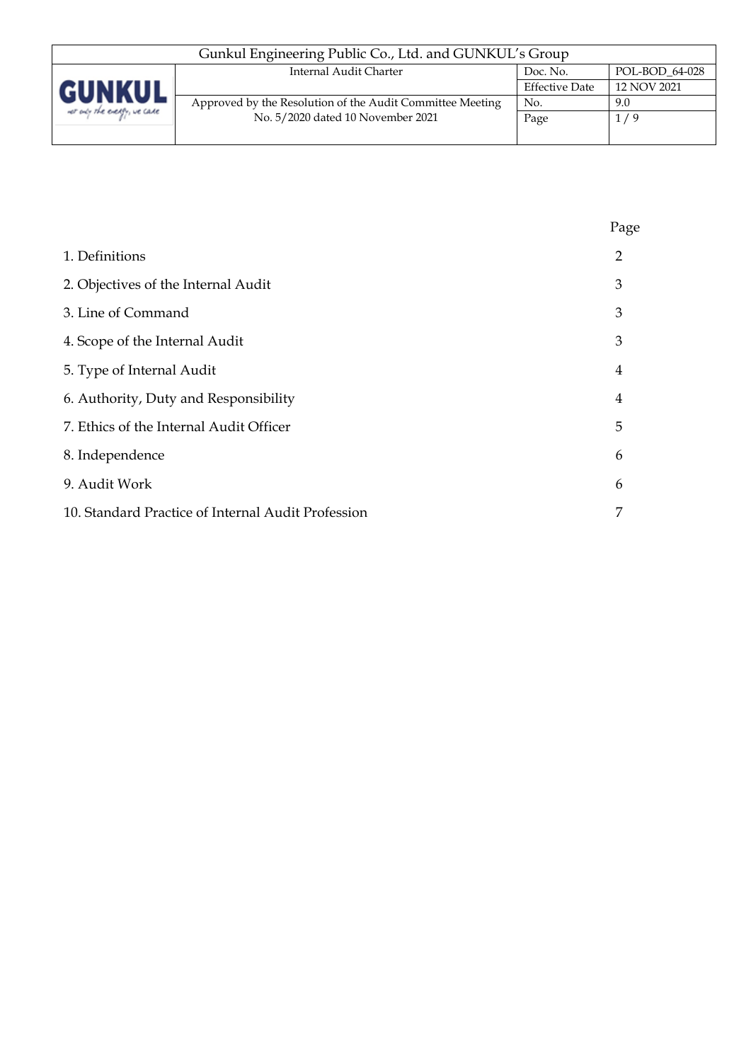| | Page |
|---|---|
| 1. Definitions | 2 |
| 2. Objectives of the Internal Audit | 3 |
| 3. Line of Command | 3 |
| 4. Scope of the Internal Audit | 3 |
| 5. Type of Internal Audit | 4 |
| 6. Authority, Duty and Responsibility | 4 |
| 7. Ethics of the Internal Audit Officer | 5 |
| 8. Independence | 6 |
| 9. Audit Work | 6 |
| 10. Standard Practice of Internal Audit Profession | 7 |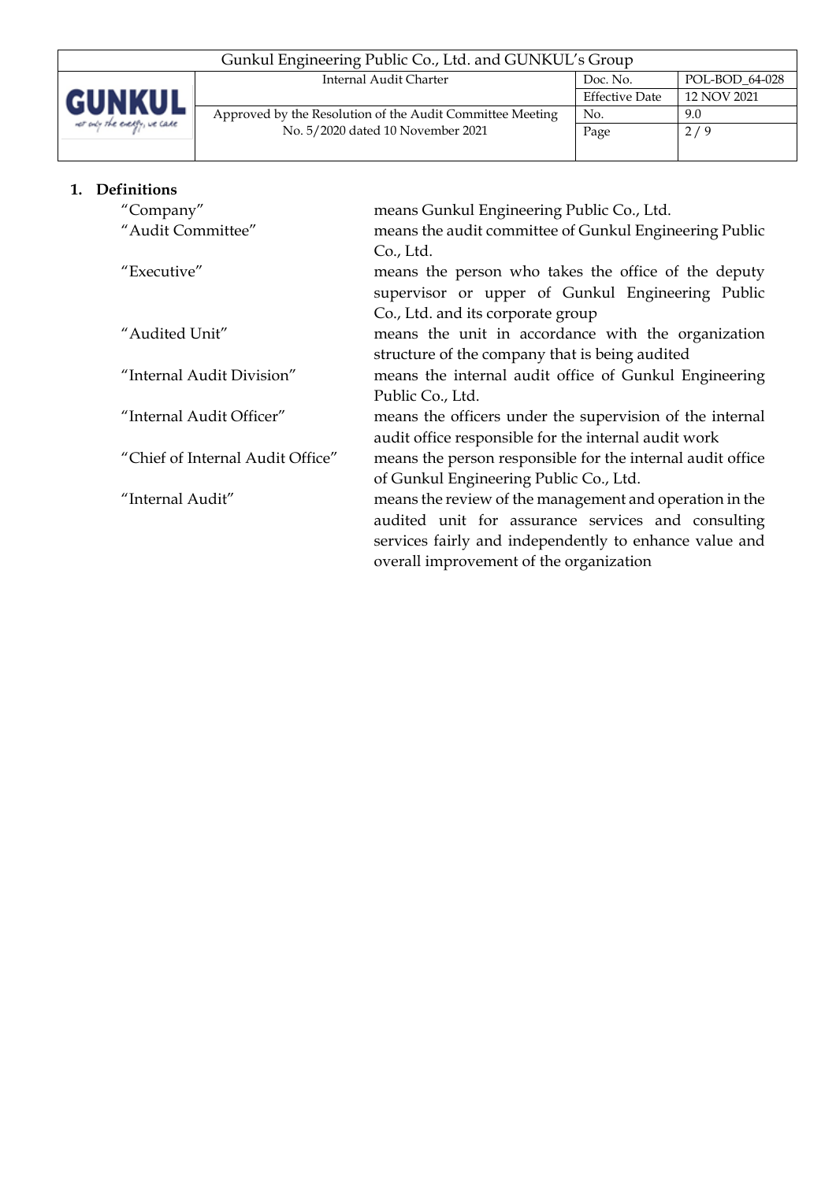## 1. Definitions

| | |
|---|---|
| "Company" | means Gunkul Engineering Public Co., Ltd. |
| "Audit Committee" | means the audit committee of Gunkul Engineering Public Co., Ltd. |
| "Executive" | means the person who takes the office of the deputy supervisor or upper of Gunkul Engineering Public Co., Ltd. and its corporate group |
| "Audited Unit" | means the unit in accordance with the organization structure of the company that is being audited |
| "Internal Audit Division" | means the internal audit office of Gunkul Engineering Public Co., Ltd. |
| "Internal Audit Officer" | means the officers under the supervision of the internal audit office responsible for the internal audit work |
| "Chief of Internal Audit Office" | means the person responsible for the internal audit office of Gunkul Engineering Public Co., Ltd. |
| "Internal Audit" | means the review of the management and operation in the audited unit for assurance services and consulting services fairly and independently to enhance value and overall improvement of the organization |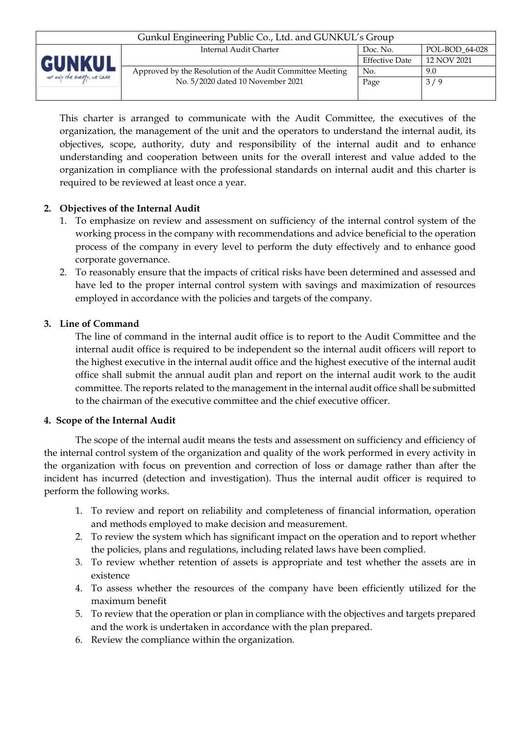This charter is arranged to communicate with the Audit Committee, the executives of the organization, the management of the unit and the operators to understand the internal audit, its objectives, scope, authority, duty and responsibility of the internal audit and to enhance understanding and cooperation between units for the overall interest and value added to the organization in compliance with the professional standards on internal audit and this charter is required to be reviewed at least once a year.

**2. Objectives of the Internal Audit**

1. To emphasize on review and assessment on sufficiency of the internal control system of the working process in the company with recommendations and advice beneficial to the operation process of the company in every level to perform the duty effectively and to enhance good corporate governance.
2. To reasonably ensure that the impacts of critical risks have been determined and assessed and have led to the proper internal control system with savings and maximization of resources employed in accordance with the policies and targets of the company.

**3. Line of Command**

The line of command in the internal audit office is to report to the Audit Committee and the internal audit office is required to be independent so the internal audit officers will report to the highest executive in the internal audit office and the highest executive of the internal audit office shall submit the annual audit plan and report on the internal audit work to the audit committee. The reports related to the management in the internal audit office shall be submitted to the chairman of the executive committee and the chief executive officer.

**4. Scope of the Internal Audit**

The scope of the internal audit means the tests and assessment on sufficiency and efficiency of the internal control system of the organization and quality of the work performed in every activity in the organization with focus on prevention and correction of loss or damage rather than after the incident has incurred (detection and investigation). Thus the internal audit officer is required to perform the following works.

1. To review and report on reliability and completeness of financial information, operation and methods employed to make decision and measurement.
2. To review the system which has significant impact on the operation and to report whether the policies, plans and regulations, including related laws have been complied.
3. To review whether retention of assets is appropriate and test whether the assets are in existence
4. To assess whether the resources of the company have been efficiently utilized for the maximum benefit
5. To review that the operation or plan in compliance with the objectives and targets prepared and the work is undertaken in accordance with the plan prepared.
6. Review the compliance within the organization.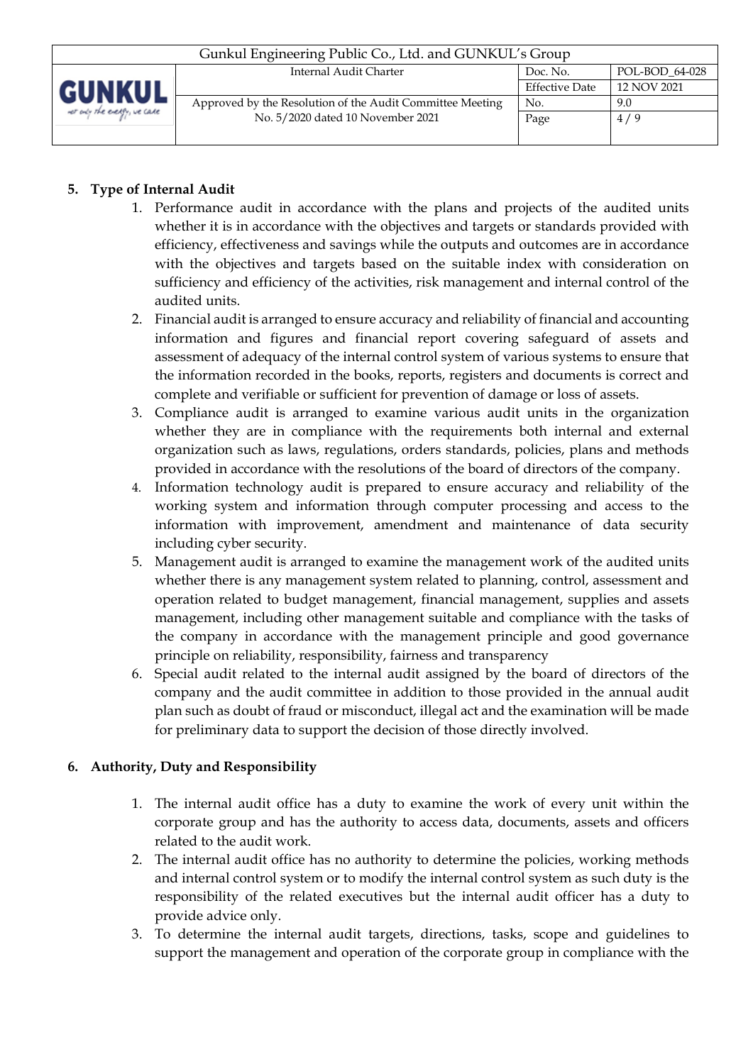## 5. Type of Internal Audit

1. Performance audit in accordance with the plans and projects of the audited units whether it is in accordance with the objectives and targets or standards provided with efficiency, effectiveness and savings while the outputs and outcomes are in accordance with the objectives and targets based on the suitable index with consideration on sufficiency and efficiency of the activities, risk management and internal control of the audited units.
2. Financial audit is arranged to ensure accuracy and reliability of financial and accounting information and figures and financial report covering safeguard of assets and assessment of adequacy of the internal control system of various systems to ensure that the information recorded in the books, reports, registers and documents is correct and complete and verifiable or sufficient for prevention of damage or loss of assets.
3. Compliance audit is arranged to examine various audit units in the organization whether they are in compliance with the requirements both internal and external organization such as laws, regulations, orders standards, policies, plans and methods provided in accordance with the resolutions of the board of directors of the company.
4. Information technology audit is prepared to ensure accuracy and reliability of the working system and information through computer processing and access to the information with improvement, amendment and maintenance of data security including cyber security.
5. Management audit is arranged to examine the management work of the audited units whether there is any management system related to planning, control, assessment and operation related to budget management, financial management, supplies and assets management, including other management suitable and compliance with the tasks of the company in accordance with the management principle and good governance principle on reliability, responsibility, fairness and transparency
6. Special audit related to the internal audit assigned by the board of directors of the company and the audit committee in addition to those provided in the annual audit plan such as doubt of fraud or misconduct, illegal act and the examination will be made for preliminary data to support the decision of those directly involved.

## 6. Authority, Duty and Responsibility

1. The internal audit office has a duty to examine the work of every unit within the corporate group and has the authority to access data, documents, assets and officers related to the audit work.
2. The internal audit office has no authority to determine the policies, working methods and internal control system or to modify the internal control system as such duty is the responsibility of the related executives but the internal audit officer has a duty to provide advice only.
3. To determine the internal audit targets, directions, tasks, scope and guidelines to support the management and operation of the corporate group in compliance with the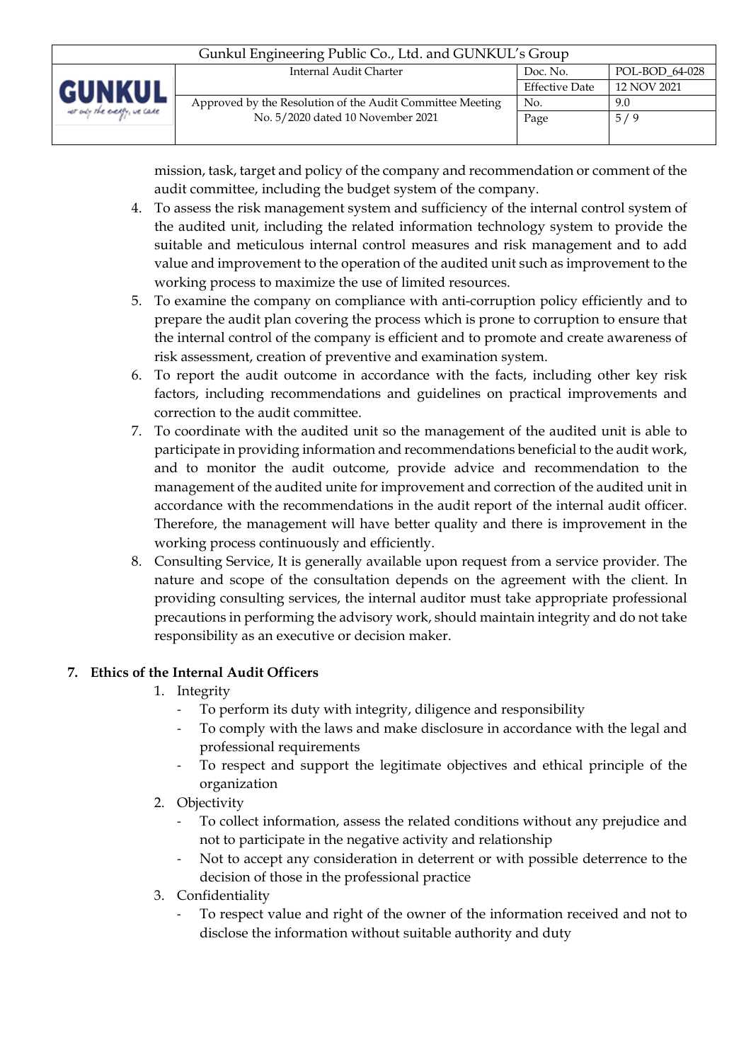mission, task, target and policy of the company and recommendation or comment of the audit committee, including the budget system of the company.

4. To assess the risk management system and sufficiency of the internal control system of the audited unit, including the related information technology system to provide the suitable and meticulous internal control measures and risk management and to add value and improvement to the operation of the audited unit such as improvement to the working process to maximize the use of limited resources.
5. To examine the company on compliance with anti-corruption policy efficiently and to prepare the audit plan covering the process which is prone to corruption to ensure that the internal control of the company is efficient and to promote and create awareness of risk assessment, creation of preventive and examination system.
6. To report the audit outcome in accordance with the facts, including other key risk factors, including recommendations and guidelines on practical improvements and correction to the audit committee.
7. To coordinate with the audited unit so the management of the audited unit is able to participate in providing information and recommendations beneficial to the audit work, and to monitor the audit outcome, provide advice and recommendation to the management of the audited unite for improvement and correction of the audited unit in accordance with the recommendations in the audit report of the internal audit officer. Therefore, the management will have better quality and there is improvement in the working process continuously and efficiently.
8. Consulting Service, It is generally available upon request from a service provider. The nature and scope of the consultation depends on the agreement with the client. In providing consulting services, the internal auditor must take appropriate professional precautions in performing the advisory work, should maintain integrity and do not take responsibility as an executive or decision maker.

## 7. Ethics of the Internal Audit Officers

1. Integrity
   - To perform its duty with integrity, diligence and responsibility
   - To comply with the laws and make disclosure in accordance with the legal and professional requirements
   - To respect and support the legitimate objectives and ethical principle of the organization
2. Objectivity
   - To collect information, assess the related conditions without any prejudice and not to participate in the negative activity and relationship
   - Not to accept any consideration in deterrent or with possible deterrence to the decision of those in the professional practice
3. Confidentiality
   - To respect value and right of the owner of the information received and not to disclose the information without suitable authority and duty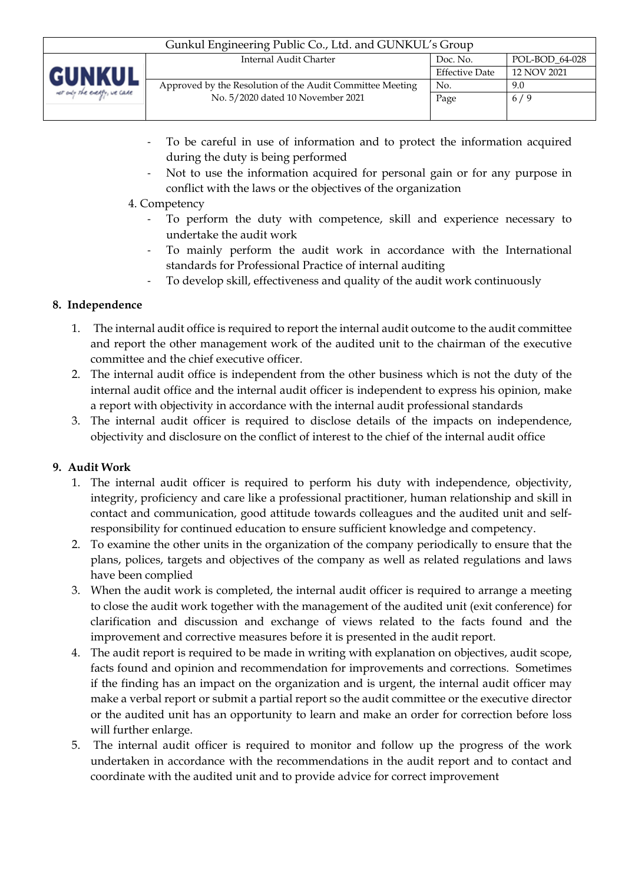- To be careful in use of information and to protect the information acquired during the duty is being performed
- Not to use the information acquired for personal gain or for any purpose in conflict with the laws or the objectives of the organization

4. Competency
    - To perform the duty with competence, skill and experience necessary to undertake the audit work
    - To mainly perform the audit work in accordance with the International standards for Professional Practice of internal auditing
    - To develop skill, effectiveness and quality of the audit work continuously

## 8. Independence

1. The internal audit office is required to report the internal audit outcome to the audit committee and report the other management work of the audited unit to the chairman of the executive committee and the chief executive officer.
2. The internal audit office is independent from the other business which is not the duty of the internal audit office and the internal audit officer is independent to express his opinion, make a report with objectivity in accordance with the internal audit professional standards
3. The internal audit officer is required to disclose details of the impacts on independence, objectivity and disclosure on the conflict of interest to the chief of the internal audit office

## 9. Audit Work

1. The internal audit officer is required to perform his duty with independence, objectivity, integrity, proficiency and care like a professional practitioner, human relationship and skill in contact and communication, good attitude towards colleagues and the audited unit and self-responsibility for continued education to ensure sufficient knowledge and competency.
2. To examine the other units in the organization of the company periodically to ensure that the plans, polices, targets and objectives of the company as well as related regulations and laws have been complied
3. When the audit work is completed, the internal audit officer is required to arrange a meeting to close the audit work together with the management of the audited unit (exit conference) for clarification and discussion and exchange of views related to the facts found and the improvement and corrective measures before it is presented in the audit report.
4. The audit report is required to be made in writing with explanation on objectives, audit scope, facts found and opinion and recommendation for improvements and corrections. Sometimes if the finding has an impact on the organization and is urgent, the internal audit officer may make a verbal report or submit a partial report so the audit committee or the executive director or the audited unit has an opportunity to learn and make an order for correction before loss will further enlarge.
5. The internal audit officer is required to monitor and follow up the progress of the work undertaken in accordance with the recommendations in the audit report and to contact and coordinate with the audited unit and to provide advice for correct improvement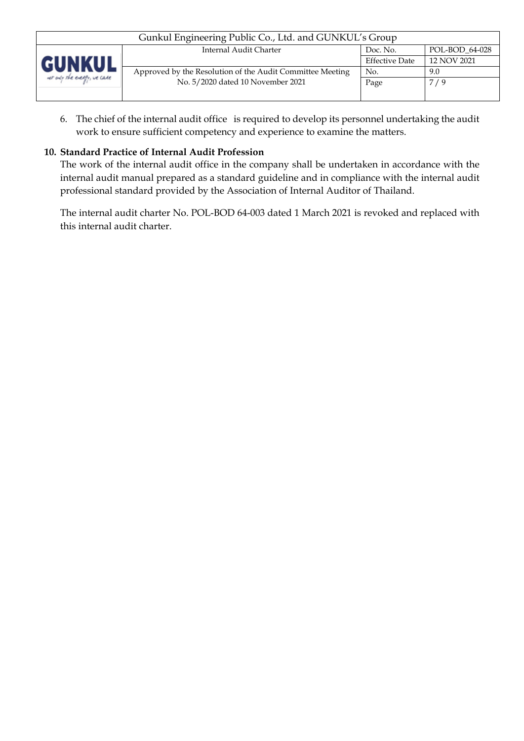6. The chief of the internal audit office is required to develop its personnel undertaking the audit work to ensure sufficient competency and experience to examine the matters.

**10. Standard Practice of Internal Audit Profession**

The work of the internal audit office in the company shall be undertaken in accordance with the internal audit manual prepared as a standard guideline and in compliance with the internal audit professional standard provided by the Association of Internal Auditor of Thailand.

The internal audit charter No. POL-BOD 64-003 dated 1 March 2021 is revoked and replaced with this internal audit charter.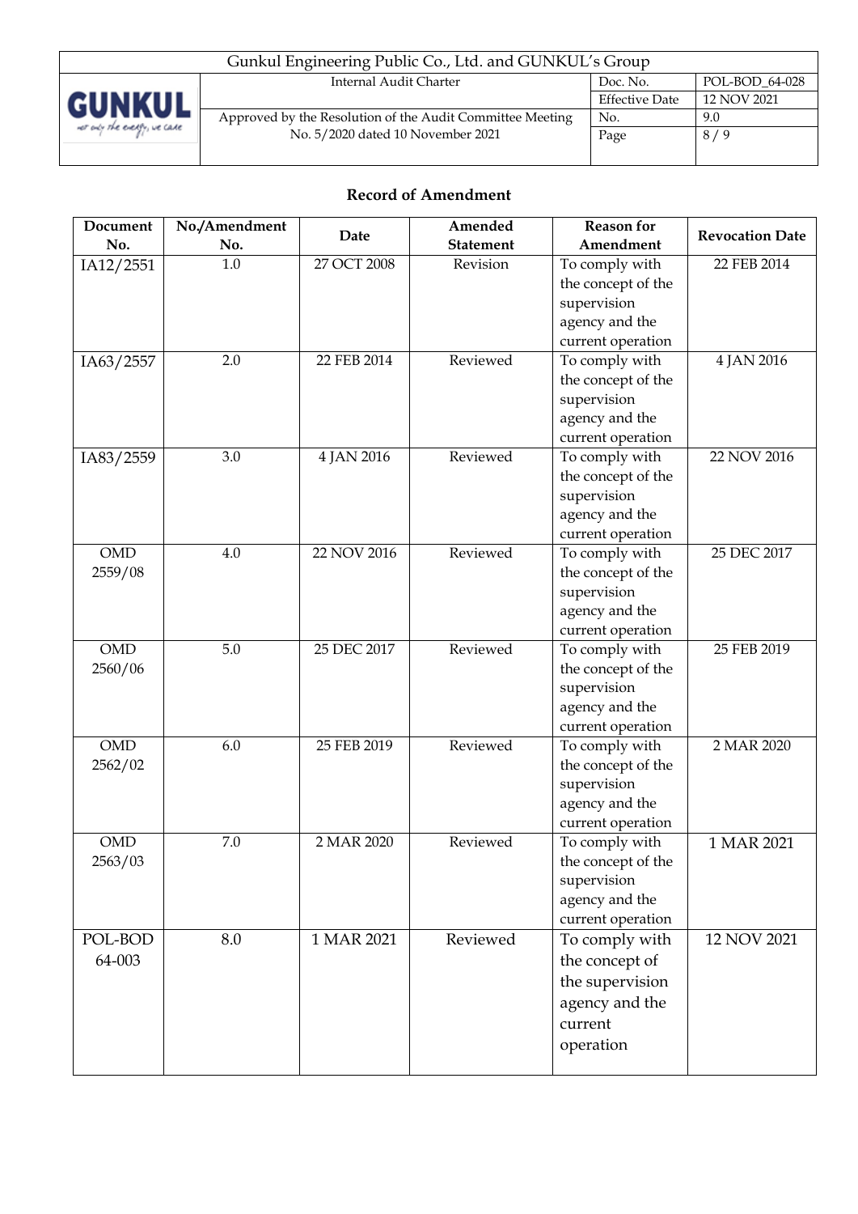## Record of Amendment

| Document No. | No./Amendment No. | Date | Amended Statement | Reason for Amendment | Revocation Date |
|---|---|---|---|---|---|
| IA12/2551 | 1.0 | 27 OCT 2008 | Revision | To comply with the concept of the supervision agency and the current operation | 22 FEB 2014 |
| IA63/2557 | 2.0 | 22 FEB 2014 | Reviewed | To comply with the concept of the supervision agency and the current operation | 4 JAN 2016 |
| IA83/2559 | 3.0 | 4 JAN 2016 | Reviewed | To comply with the concept of the supervision agency and the current operation | 22 NOV 2016 |
| OMD 2559/08 | 4.0 | 22 NOV 2016 | Reviewed | To comply with the concept of the supervision agency and the current operation | 25 DEC 2017 |
| OMD 2560/06 | 5.0 | 25 DEC 2017 | Reviewed | To comply with the concept of the supervision agency and the current operation | 25 FEB 2019 |
| OMD 2562/02 | 6.0 | 25 FEB 2019 | Reviewed | To comply with the concept of the supervision agency and the current operation | 2 MAR 2020 |
| OMD 2563/03 | 7.0 | 2 MAR 2020 | Reviewed | To comply with the concept of the supervision agency and the current operation | 1 MAR 2021 |
| POL-BOD 64-003 | 8.0 | 1 MAR 2021 | Reviewed | To comply with the concept of the supervision agency and the current operation | 12 NOV 2021 |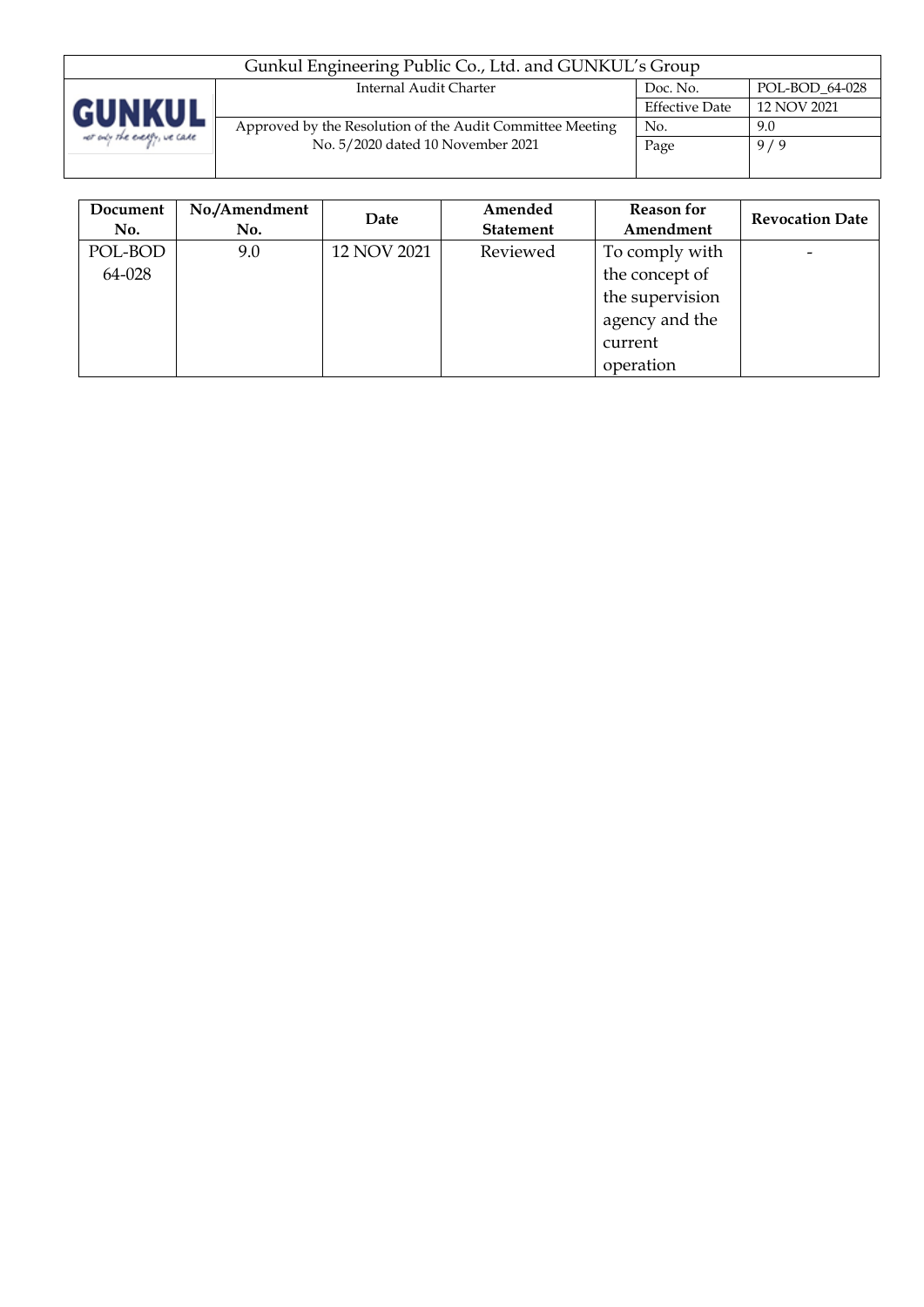| Document No. | No./Amendment No. | Date | Amended Statement | Reason for Amendment | Revocation Date |
| --- | --- | --- | --- | --- | --- |
| POL-BOD 64-028 | 9.0 | 12 NOV 2021 | Reviewed | To comply with the concept of the supervision agency and the current operation | - |